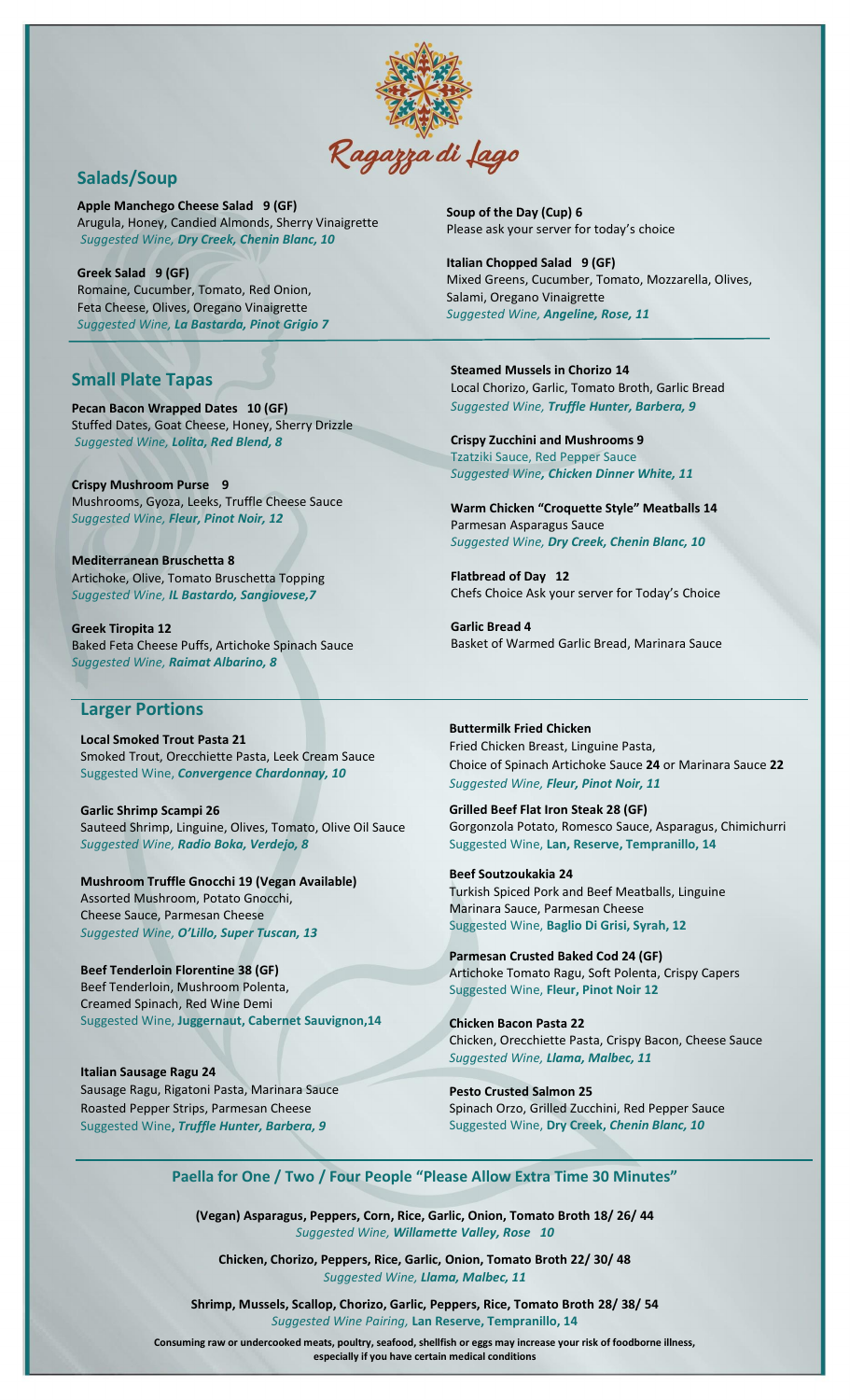# Ragazza di Lago

## Salads/Soup

**Apple Manchego Cheese Salad 9 (GF)**
Arugula, Honey, Candied Almonds, Sherry Vinaigrette
*Suggested Wine, **Dry Creek, Chenin Blanc, 10***

**Greek Salad 9 (GF)**
Romaine, Cucumber, Tomato, Red Onion,
Feta Cheese, Olives, Oregano Vinaigrette
*Suggested Wine, **La Bastarda, Pinot Grigio 7***

**Soup of the Day (Cup) 6**
Please ask your server for today's choice

**Italian Chopped Salad 9 (GF)**
Mixed Greens, Cucumber, Tomato, Mozzarella, Olives,
Salami, Oregano Vinaigrette
*Suggested Wine, **Angeline, Rose, 11***

## Small Plate Tapas

**Pecan Bacon Wrapped Dates 10 (GF)**
Stuffed Dates, Goat Cheese, Honey, Sherry Drizzle
*Suggested Wine, **Lolita, Red Blend, 8***

**Crispy Mushroom Purse 9**
Mushrooms, Gyoza, Leeks, Truffle Cheese Sauce
*Suggested Wine, **Fleur, Pinot Noir, 12***

**Mediterranean Bruschetta 8**
Artichoke, Olive, Tomato Bruschetta Topping
*Suggested Wine, **IL Bastardo, Sangiovese,7***

**Greek Tiropita 12**
Baked Feta Cheese Puffs, Artichoke Spinach Sauce
*Suggested Wine, **Raimat Albarino, 8***

**Steamed Mussels in Chorizo 14**
Local Chorizo, Garlic, Tomato Broth, Garlic Bread
*Suggested Wine, **Truffle Hunter, Barbera, 9***

**Crispy Zucchini and Mushrooms 9**
Tzatziki Sauce, Red Pepper Sauce
*Suggested Wine**, Chicken Dinner White, 11***

**Warm Chicken "Croquette Style" Meatballs 14**
Parmesan Asparagus Sauce
*Suggested Wine, **Dry Creek, Chenin Blanc, 10***

**Flatbread of Day 12**
Chefs Choice Ask your server for Today's Choice

**Garlic Bread 4**
Basket of Warmed Garlic Bread, Marinara Sauce

## Larger Portions

**Local Smoked Trout Pasta 21**
Smoked Trout, Orecchiette Pasta, Leek Cream Sauce
Suggested Wine, ***Convergence Chardonnay, 10***

**Garlic Shrimp Scampi 26**
Sauteed Shrimp, Linguine, Olives, Tomato, Olive Oil Sauce
*Suggested Wine, **Radio Boka, Verdejo, 8***

**Mushroom Truffle Gnocchi 19 (Vegan Available)**
Assorted Mushroom, Potato Gnocchi,
Cheese Sauce, Parmesan Cheese
*Suggested Wine, **O'Lillo, Super Tuscan, 13***

**Beef Tenderloin Florentine 38 (GF)**
Beef Tenderloin, Mushroom Polenta,
Creamed Spinach, Red Wine Demi
Suggested Wine, **Juggernaut, Cabernet Sauvignon,14**

**Italian Sausage Ragu 24**
Sausage Ragu, Rigatoni Pasta, Marinara Sauce
Roasted Pepper Strips, Parmesan Cheese
Suggested Wine**, *Truffle Hunter, Barbera, 9***

**Buttermilk Fried Chicken**
Fried Chicken Breast, Linguine Pasta,
Choice of Spinach Artichoke Sauce **24** or Marinara Sauce **22**
*Suggested Wine, **Fleur, Pinot Noir, 11***

**Grilled Beef Flat Iron Steak 28 (GF)**
Gorgonzola Potato, Romesco Sauce, Asparagus, Chimichurri
Suggested Wine, **Lan, Reserve, Tempranillo, 14**

**Beef Soutzoukakia 24**
Turkish Spiced Pork and Beef Meatballs, Linguine
Marinara Sauce, Parmesan Cheese
Suggested Wine, **Baglio Di Grisi, Syrah, 12**

**Parmesan Crusted Baked Cod 24 (GF)**
Artichoke Tomato Ragu, Soft Polenta, Crispy Capers
Suggested Wine, **Fleur, Pinot Noir 12**

**Chicken Bacon Pasta 22**
Chicken, Orecchiette Pasta, Crispy Bacon, Cheese Sauce
*Suggested Wine, **Llama, Malbec, 11***

**Pesto Crusted Salmon 25**
Spinach Orzo, Grilled Zucchini, Red Pepper Sauce
Suggested Wine, **Dry Creek, *Chenin Blanc, 10***

## Paella for One / Two / Four People "Please Allow Extra Time 30 Minutes"

**(Vegan) Asparagus, Peppers, Corn, Rice, Garlic, Onion, Tomato Broth 18/ 26/ 44**
*Suggested Wine, **Willamette Valley, Rose 10***

**Chicken, Chorizo, Peppers, Rice, Garlic, Onion, Tomato Broth 22/ 30/ 48**
*Suggested Wine, **Llama, Malbec, 11***

**Shrimp, Mussels, Scallop, Chorizo, Garlic, Peppers, Rice, Tomato Broth 28/ 38/ 54**
*Suggested Wine Pairing,* **Lan Reserve, Tempranillo, 14**

**Consuming raw or undercooked meats, poultry, seafood, shellfish or eggs may increase your risk of foodborne illness, especially if you have certain medical conditions**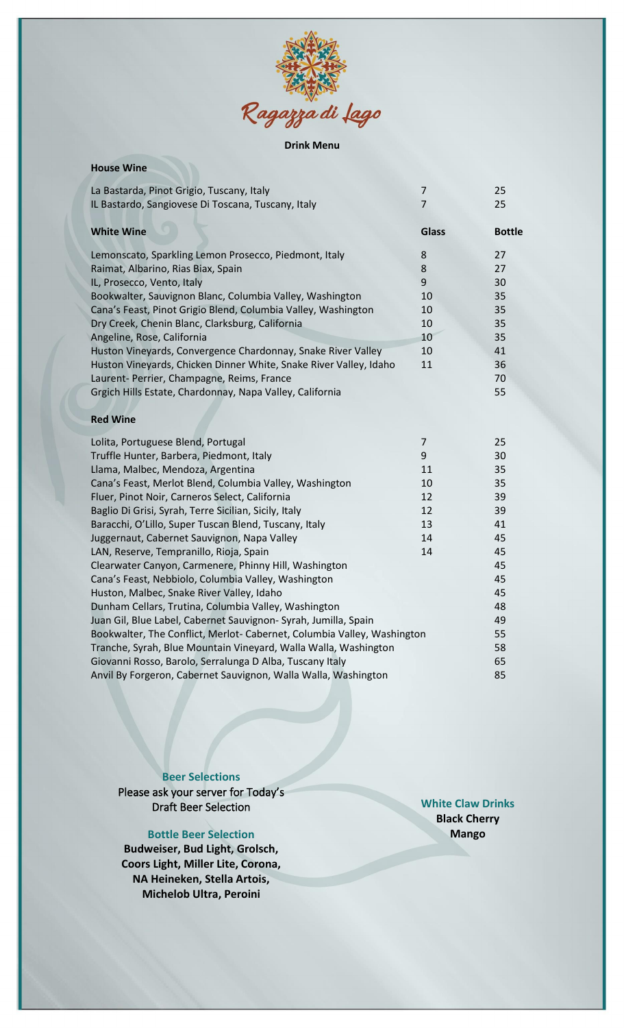# Ragazza di Lago

**Drink Menu**

## House Wine

| | | |
|---|---|---|
| La Bastarda, Pinot Grigio, Tuscany, Italy | 7 | 25 |
| IL Bastardo, Sangiovese Di Toscana, Tuscany, Italy | 7 | 25 |

## White Wine

| White Wine | Glass | Bottle |
|---|---|---|
| Lemonscato, Sparkling Lemon Prosecco, Piedmont, Italy | 8 | 27 |
| Raimat, Albarino, Rias Biax, Spain | 8 | 27 |
| IL, Prosecco, Vento, Italy | 9 | 30 |
| Bookwalter, Sauvignon Blanc, Columbia Valley, Washington | 10 | 35 |
| Cana's Feast, Pinot Grigio Blend, Columbia Valley, Washington | 10 | 35 |
| Dry Creek, Chenin Blanc, Clarksburg, California | 10 | 35 |
| Angeline, Rose, California | 10 | 35 |
| Huston Vineyards, Convergence Chardonnay, Snake River Valley | 10 | 41 |
| Huston Vineyards, Chicken Dinner White, Snake River Valley, Idaho | 11 | 36 |
| Laurent- Perrier, Champagne, Reims, France | | 70 |
| Grgich Hills Estate, Chardonnay, Napa Valley, California | | 55 |

## Red Wine

| | | |
|---|---|---|
| Lolita, Portuguese Blend, Portugal | 7 | 25 |
| Truffle Hunter, Barbera, Piedmont, Italy | 9 | 30 |
| Llama, Malbec, Mendoza, Argentina | 11 | 35 |
| Cana's Feast, Merlot Blend, Columbia Valley, Washington | 10 | 35 |
| Fluer, Pinot Noir, Carneros Select, California | 12 | 39 |
| Baglio Di Grisi, Syrah, Terre Sicilian, Sicily, Italy | 12 | 39 |
| Baracchi, O'Lillo, Super Tuscan Blend, Tuscany, Italy | 13 | 41 |
| Juggernaut, Cabernet Sauvignon, Napa Valley | 14 | 45 |
| LAN, Reserve, Tempranillo, Rioja, Spain | 14 | 45 |
| Clearwater Canyon, Carmenere, Phinny Hill, Washington | | 45 |
| Cana's Feast, Nebbiolo, Columbia Valley, Washington | | 45 |
| Huston, Malbec, Snake River Valley, Idaho | | 45 |
| Dunham Cellars, Trutina, Columbia Valley, Washington | | 48 |
| Juan Gil, Blue Label, Cabernet Sauvignon- Syrah, Jumilla, Spain | | 49 |
| Bookwalter, The Conflict, Merlot- Cabernet, Columbia Valley, Washington | | 55 |
| Tranche, Syrah, Blue Mountain Vineyard, Walla Walla, Washington | | 58 |
| Giovanni Rosso, Barolo, Serralunga D Alba, Tuscany Italy | | 65 |
| Anvil By Forgeron, Cabernet Sauvignon, Walla Walla, Washington | | 85 |

### Beer Selections

Please ask your server for Today's Draft Beer Selection

### Bottle Beer Selection

**Budweiser, Bud Light, Grolsch, Coors Light, Miller Lite, Corona, NA Heineken, Stella Artois, Michelob Ultra, Peroini**

### White Claw Drinks

**Black Cherry**
**Mango**